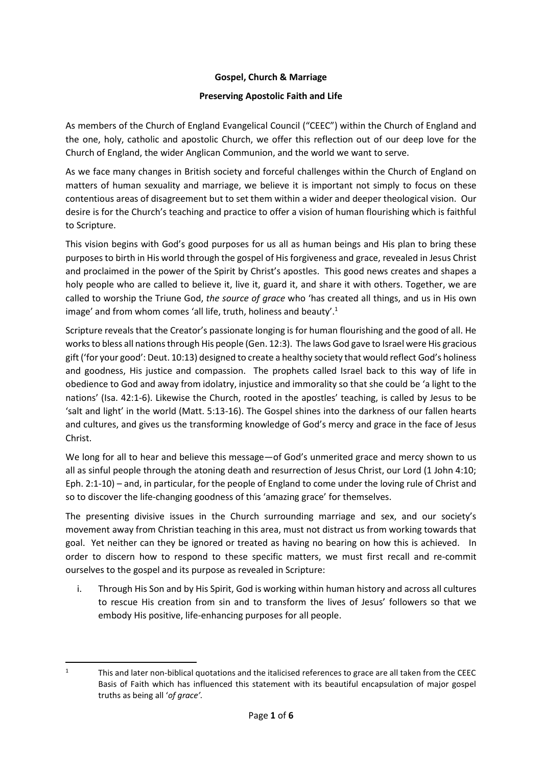**Gospel, Church & Marriage**

**Preserving Apostolic Faith and Life**

As members of the Church of England Evangelical Council ("CEEC") within the Church of England and the one, holy, catholic and apostolic Church, we offer this reflection out of our deep love for the Church of England, the wider Anglican Communion, and the world we want to serve.

As we face many changes in British society and forceful challenges within the Church of England on matters of human sexuality and marriage, we believe it is important not simply to focus on these contentious areas of disagreement but to set them within a wider and deeper theological vision. Our desire is for the Church's teaching and practice to offer a vision of human flourishing which is faithful to Scripture.

This vision begins with God's good purposes for us all as human beings and His plan to bring these purposes to birth in His world through the gospel of His forgiveness and grace, revealed in Jesus Christ and proclaimed in the power of the Spirit by Christ's apostles. This good news creates and shapes a holy people who are called to believe it, live it, guard it, and share it with others. Together, we are called to worship the Triune God, *the source of grace* who 'has created all things, and us in His own image' and from whom comes 'all life, truth, holiness and beauty'.[1]

Scripture reveals that the Creator's passionate longing is for human flourishing and the good of all. He works to bless all nations through His people (Gen. 12:3). The laws God gave to Israel were His gracious gift ('for your good': Deut. 10:13) designed to create a healthy society that would reflect God's holiness and goodness, His justice and compassion. The prophets called Israel back to this way of life in obedience to God and away from idolatry, injustice and immorality so that she could be 'a light to the nations' (Isa. 42:1-6). Likewise the Church, rooted in the apostles' teaching, is called by Jesus to be 'salt and light' in the world (Matt. 5:13-16). The Gospel shines into the darkness of our fallen hearts and cultures, and gives us the transforming knowledge of God's mercy and grace in the face of Jesus Christ.

We long for all to hear and believe this message—of God's unmerited grace and mercy shown to us all as sinful people through the atoning death and resurrection of Jesus Christ, our Lord (1 John 4:10; Eph. 2:1-10) – and, in particular, for the people of England to come under the loving rule of Christ and so to discover the life-changing goodness of this 'amazing grace' for themselves.

The presenting divisive issues in the Church surrounding marriage and sex, and our society's movement away from Christian teaching in this area, must not distract us from working towards that goal. Yet neither can they be ignored or treated as having no bearing on how this is achieved. In order to discern how to respond to these specific matters, we must first recall and re-commit ourselves to the gospel and its purpose as revealed in Scripture:

i. Through His Son and by His Spirit, God is working within human history and across all cultures to rescue His creation from sin and to transform the lives of Jesus' followers so that we embody His positive, life-enhancing purposes for all people.

---

[1] This and later non-biblical quotations and the italicised references to grace are all taken from the CEEC Basis of Faith which has influenced this statement with its beautiful encapsulation of major gospel truths as being all '*of grace'.*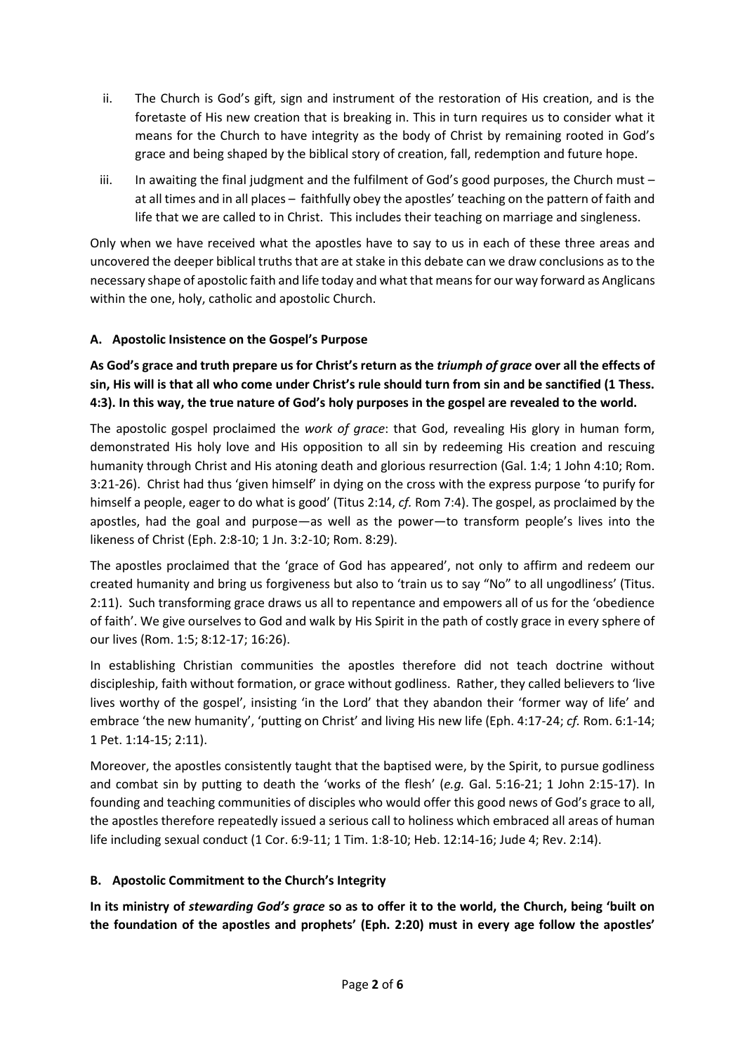ii. The Church is God's gift, sign and instrument of the restoration of His creation, and is the foretaste of His new creation that is breaking in. This in turn requires us to consider what it means for the Church to have integrity as the body of Christ by remaining rooted in God's grace and being shaped by the biblical story of creation, fall, redemption and future hope.

iii. In awaiting the final judgment and the fulfilment of God's good purposes, the Church must – at all times and in all places – faithfully obey the apostles' teaching on the pattern of faith and life that we are called to in Christ. This includes their teaching on marriage and singleness.

Only when we have received what the apostles have to say to us in each of these three areas and uncovered the deeper biblical truths that are at stake in this debate can we draw conclusions as to the necessary shape of apostolic faith and life today and what that means for our way forward as Anglicans within the one, holy, catholic and apostolic Church.

### A. Apostolic Insistence on the Gospel's Purpose

**As God's grace and truth prepare us for Christ's return as the *triumph of grace* over all the effects of sin, His will is that all who come under Christ's rule should turn from sin and be sanctified (1 Thess. 4:3). In this way, the true nature of God's holy purposes in the gospel are revealed to the world.**

The apostolic gospel proclaimed the *work of grace*: that God, revealing His glory in human form, demonstrated His holy love and His opposition to all sin by redeeming His creation and rescuing humanity through Christ and His atoning death and glorious resurrection (Gal. 1:4; 1 John 4:10; Rom. 3:21-26). Christ had thus 'given himself' in dying on the cross with the express purpose 'to purify for himself a people, eager to do what is good' (Titus 2:14, *cf.* Rom 7:4). The gospel, as proclaimed by the apostles, had the goal and purpose—as well as the power—to transform people's lives into the likeness of Christ (Eph. 2:8-10; 1 Jn. 3:2-10; Rom. 8:29).

The apostles proclaimed that the 'grace of God has appeared', not only to affirm and redeem our created humanity and bring us forgiveness but also to 'train us to say "No" to all ungodliness' (Titus. 2:11). Such transforming grace draws us all to repentance and empowers all of us for the 'obedience of faith'. We give ourselves to God and walk by His Spirit in the path of costly grace in every sphere of our lives (Rom. 1:5; 8:12-17; 16:26).

In establishing Christian communities the apostles therefore did not teach doctrine without discipleship, faith without formation, or grace without godliness. Rather, they called believers to 'live lives worthy of the gospel', insisting 'in the Lord' that they abandon their 'former way of life' and embrace 'the new humanity', 'putting on Christ' and living His new life (Eph. 4:17-24; *cf.* Rom. 6:1-14; 1 Pet. 1:14-15; 2:11).

Moreover, the apostles consistently taught that the baptised were, by the Spirit, to pursue godliness and combat sin by putting to death the 'works of the flesh' (*e.g.* Gal. 5:16-21; 1 John 2:15-17). In founding and teaching communities of disciples who would offer this good news of God's grace to all, the apostles therefore repeatedly issued a serious call to holiness which embraced all areas of human life including sexual conduct (1 Cor. 6:9-11; 1 Tim. 1:8-10; Heb. 12:14-16; Jude 4; Rev. 2:14).

### B. Apostolic Commitment to the Church's Integrity

**In its ministry of *stewarding God's grace* so as to offer it to the world, the Church, being 'built on the foundation of the apostles and prophets' (Eph. 2:20) must in every age follow the apostles'**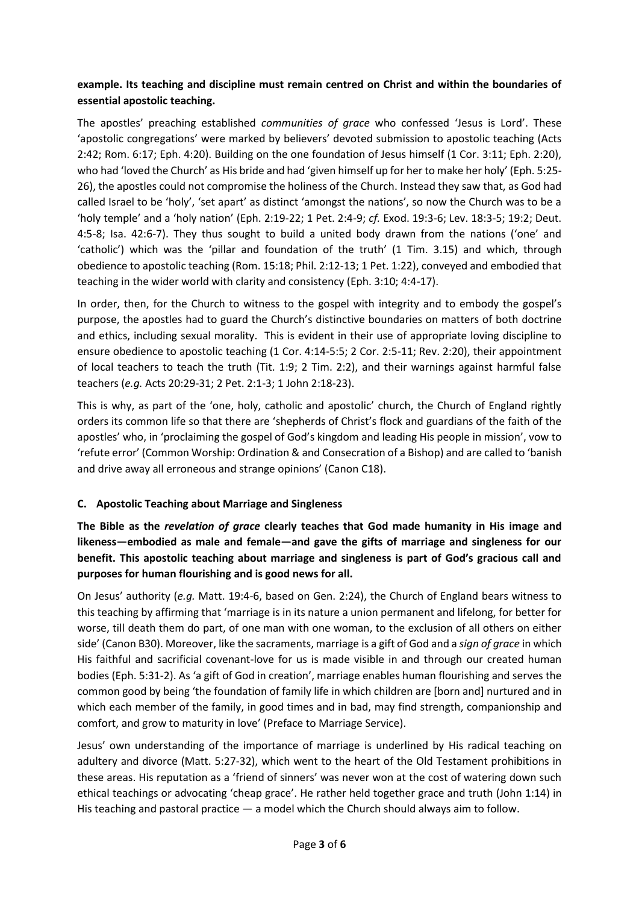**example. Its teaching and discipline must remain centred on Christ and within the boundaries of essential apostolic teaching.**

The apostles' preaching established *communities of grace* who confessed 'Jesus is Lord'. These 'apostolic congregations' were marked by believers' devoted submission to apostolic teaching (Acts 2:42; Rom. 6:17; Eph. 4:20). Building on the one foundation of Jesus himself (1 Cor. 3:11; Eph. 2:20), who had 'loved the Church' as His bride and had 'given himself up for her to make her holy' (Eph. 5:25-26), the apostles could not compromise the holiness of the Church. Instead they saw that, as God had called Israel to be 'holy', 'set apart' as distinct 'amongst the nations', so now the Church was to be a 'holy temple' and a 'holy nation' (Eph. 2:19-22; 1 Pet. 2:4-9; *cf.* Exod. 19:3-6; Lev. 18:3-5; 19:2; Deut. 4:5-8; Isa. 42:6-7). They thus sought to build a united body drawn from the nations ('one' and 'catholic') which was the 'pillar and foundation of the truth' (1 Tim. 3.15) and which, through obedience to apostolic teaching (Rom. 15:18; Phil. 2:12-13; 1 Pet. 1:22), conveyed and embodied that teaching in the wider world with clarity and consistency (Eph. 3:10; 4:4-17).

In order, then, for the Church to witness to the gospel with integrity and to embody the gospel's purpose, the apostles had to guard the Church's distinctive boundaries on matters of both doctrine and ethics, including sexual morality. This is evident in their use of appropriate loving discipline to ensure obedience to apostolic teaching (1 Cor. 4:14-5:5; 2 Cor. 2:5-11; Rev. 2:20), their appointment of local teachers to teach the truth (Tit. 1:9; 2 Tim. 2:2), and their warnings against harmful false teachers (*e.g.* Acts 20:29-31; 2 Pet. 2:1-3; 1 John 2:18-23).

This is why, as part of the 'one, holy, catholic and apostolic' church, the Church of England rightly orders its common life so that there are 'shepherds of Christ's flock and guardians of the faith of the apostles' who, in 'proclaiming the gospel of God's kingdom and leading His people in mission', vow to 'refute error' (Common Worship: Ordination & and Consecration of a Bishop) and are called to 'banish and drive away all erroneous and strange opinions' (Canon C18).

### C. Apostolic Teaching about Marriage and Singleness

**The Bible as the *revelation of grace* clearly teaches that God made humanity in His image and likeness—embodied as male and female—and gave the gifts of marriage and singleness for our benefit. This apostolic teaching about marriage and singleness is part of God's gracious call and purposes for human flourishing and is good news for all.**

On Jesus' authority (*e.g.* Matt. 19:4-6, based on Gen. 2:24), the Church of England bears witness to this teaching by affirming that 'marriage is in its nature a union permanent and lifelong, for better for worse, till death them do part, of one man with one woman, to the exclusion of all others on either side' (Canon B30). Moreover, like the sacraments, marriage is a gift of God and a *sign of grace* in which His faithful and sacrificial covenant-love for us is made visible in and through our created human bodies (Eph. 5:31-2). As 'a gift of God in creation', marriage enables human flourishing and serves the common good by being 'the foundation of family life in which children are [born and] nurtured and in which each member of the family, in good times and in bad, may find strength, companionship and comfort, and grow to maturity in love' (Preface to Marriage Service).

Jesus' own understanding of the importance of marriage is underlined by His radical teaching on adultery and divorce (Matt. 5:27-32), which went to the heart of the Old Testament prohibitions in these areas. His reputation as a 'friend of sinners' was never won at the cost of watering down such ethical teachings or advocating 'cheap grace'. He rather held together grace and truth (John 1:14) in His teaching and pastoral practice — a model which the Church should always aim to follow.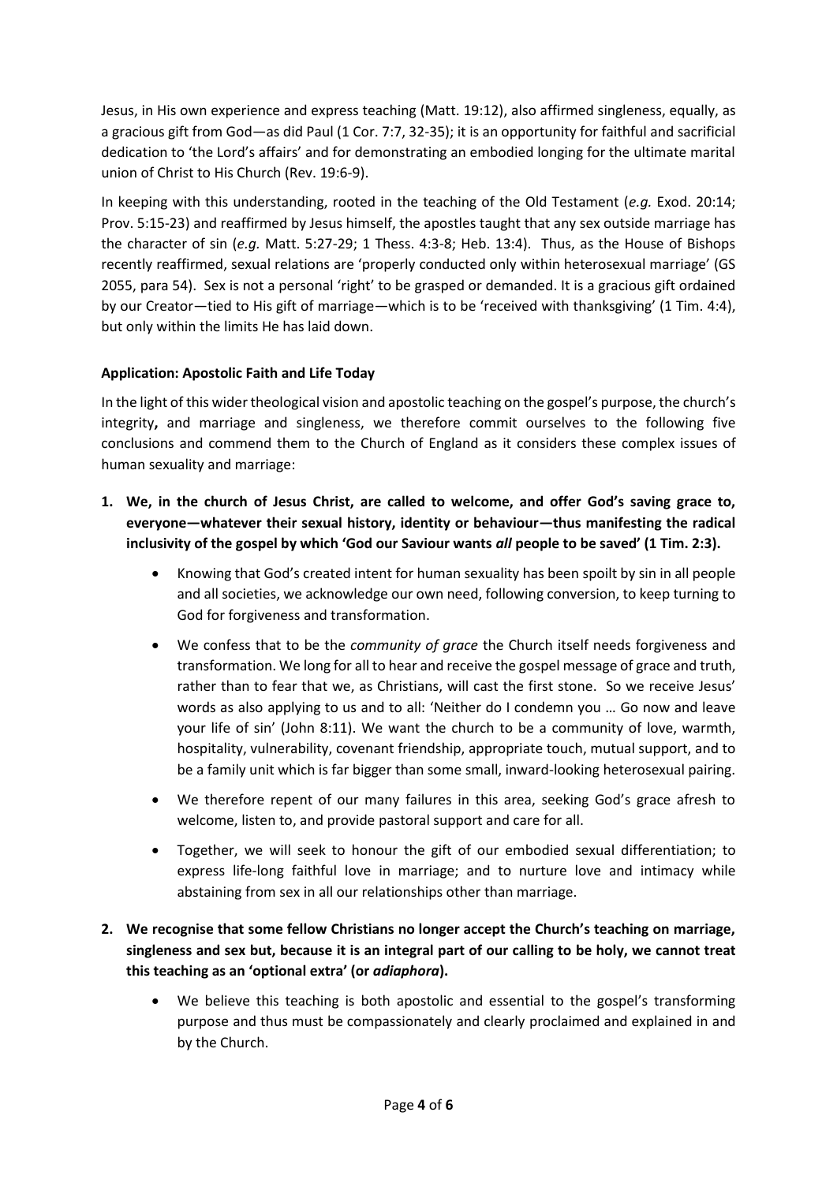Jesus, in His own experience and express teaching (Matt. 19:12), also affirmed singleness, equally, as a gracious gift from God—as did Paul (1 Cor. 7:7, 32-35); it is an opportunity for faithful and sacrificial dedication to 'the Lord's affairs' and for demonstrating an embodied longing for the ultimate marital union of Christ to His Church (Rev. 19:6-9).

In keeping with this understanding, rooted in the teaching of the Old Testament (*e.g.* Exod. 20:14; Prov. 5:15-23) and reaffirmed by Jesus himself, the apostles taught that any sex outside marriage has the character of sin (*e.g.* Matt. 5:27-29; 1 Thess. 4:3-8; Heb. 13:4). Thus, as the House of Bishops recently reaffirmed, sexual relations are 'properly conducted only within heterosexual marriage' (GS 2055, para 54). Sex is not a personal 'right' to be grasped or demanded. It is a gracious gift ordained by our Creator—tied to His gift of marriage—which is to be 'received with thanksgiving' (1 Tim. 4:4), but only within the limits He has laid down.

**Application: Apostolic Faith and Life Today**

In the light of this wider theological vision and apostolic teaching on the gospel's purpose, the church's integrity**,** and marriage and singleness, we therefore commit ourselves to the following five conclusions and commend them to the Church of England as it considers these complex issues of human sexuality and marriage:

1. **We, in the church of Jesus Christ, are called to welcome, and offer God's saving grace to, everyone—whatever their sexual history, identity or behaviour—thus manifesting the radical inclusivity of the gospel by which 'God our Saviour wants *all* people to be saved' (1 Tim. 2:3).**
    - Knowing that God's created intent for human sexuality has been spoilt by sin in all people and all societies, we acknowledge our own need, following conversion, to keep turning to God for forgiveness and transformation.
    - We confess that to be the *community of grace* the Church itself needs forgiveness and transformation. We long for all to hear and receive the gospel message of grace and truth, rather than to fear that we, as Christians, will cast the first stone. So we receive Jesus' words as also applying to us and to all: 'Neither do I condemn you … Go now and leave your life of sin' (John 8:11). We want the church to be a community of love, warmth, hospitality, vulnerability, covenant friendship, appropriate touch, mutual support, and to be a family unit which is far bigger than some small, inward-looking heterosexual pairing.
    - We therefore repent of our many failures in this area, seeking God's grace afresh to welcome, listen to, and provide pastoral support and care for all.
    - Together, we will seek to honour the gift of our embodied sexual differentiation; to express life-long faithful love in marriage; and to nurture love and intimacy while abstaining from sex in all our relationships other than marriage.

2. **We recognise that some fellow Christians no longer accept the Church's teaching on marriage, singleness and sex but, because it is an integral part of our calling to be holy, we cannot treat this teaching as an 'optional extra' (or *adiaphora*).**
    - We believe this teaching is both apostolic and essential to the gospel's transforming purpose and thus must be compassionately and clearly proclaimed and explained in and by the Church.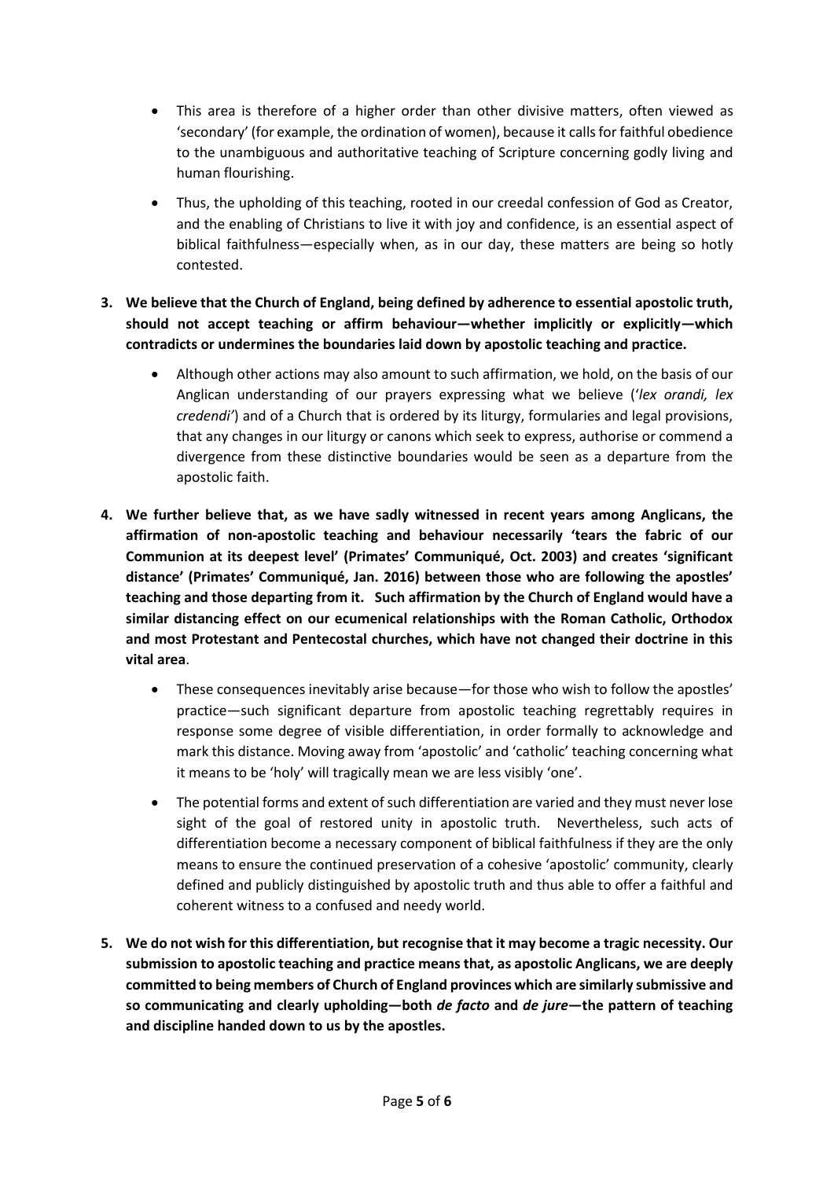- This area is therefore of a higher order than other divisive matters, often viewed as 'secondary' (for example, the ordination of women), because it calls for faithful obedience to the unambiguous and authoritative teaching of Scripture concerning godly living and human flourishing.

- Thus, the upholding of this teaching, rooted in our creedal confession of God as Creator, and the enabling of Christians to live it with joy and confidence, is an essential aspect of biblical faithfulness—especially when, as in our day, these matters are being so hotly contested.

3. **We believe that the Church of England, being defined by adherence to essential apostolic truth, should not accept teaching or affirm behaviour—whether implicitly or explicitly—which contradicts or undermines the boundaries laid down by apostolic teaching and practice.**

   - Although other actions may also amount to such affirmation, we hold, on the basis of our Anglican understanding of our prayers expressing what we believe ('*lex orandi, lex credendi*') and of a Church that is ordered by its liturgy, formularies and legal provisions, that any changes in our liturgy or canons which seek to express, authorise or commend a divergence from these distinctive boundaries would be seen as a departure from the apostolic faith.

4. **We further believe that, as we have sadly witnessed in recent years among Anglicans, the affirmation of non-apostolic teaching and behaviour necessarily 'tears the fabric of our Communion at its deepest level' (Primates' Communiqué, Oct. 2003) and creates 'significant distance' (Primates' Communiqué, Jan. 2016) between those who are following the apostles' teaching and those departing from it. Such affirmation by the Church of England would have a similar distancing effect on our ecumenical relationships with the Roman Catholic, Orthodox and most Protestant and Pentecostal churches, which have not changed their doctrine in this vital area**.

   - These consequences inevitably arise because—for those who wish to follow the apostles' practice—such significant departure from apostolic teaching regrettably requires in response some degree of visible differentiation, in order formally to acknowledge and mark this distance. Moving away from 'apostolic' and 'catholic' teaching concerning what it means to be 'holy' will tragically mean we are less visibly 'one'.

   - The potential forms and extent of such differentiation are varied and they must never lose sight of the goal of restored unity in apostolic truth. Nevertheless, such acts of differentiation become a necessary component of biblical faithfulness if they are the only means to ensure the continued preservation of a cohesive 'apostolic' community, clearly defined and publicly distinguished by apostolic truth and thus able to offer a faithful and coherent witness to a confused and needy world.

5. **We do not wish for this differentiation, but recognise that it may become a tragic necessity. Our submission to apostolic teaching and practice means that, as apostolic Anglicans, we are deeply committed to being members of Church of England provinces which are similarly submissive and so communicating and clearly upholding—both *de facto* and *de jure*—the pattern of teaching and discipline handed down to us by the apostles.**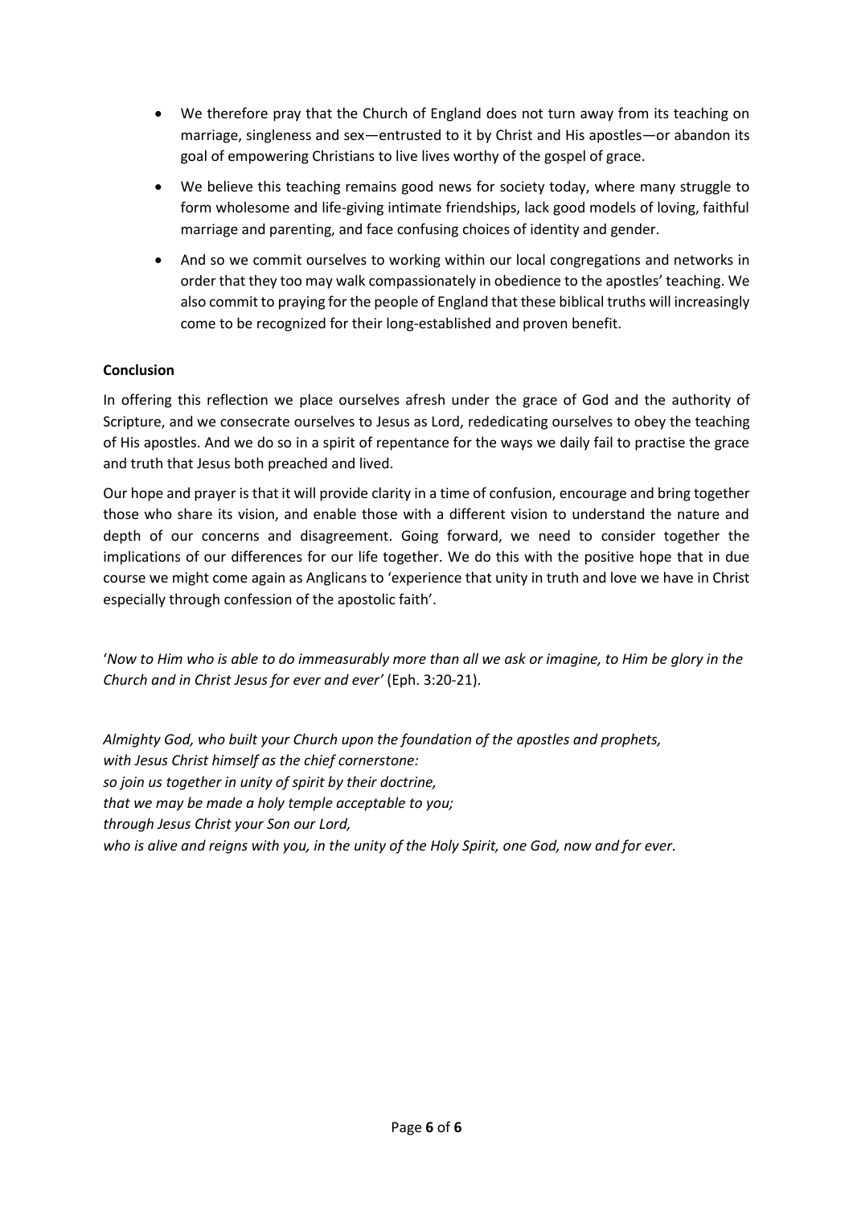- We therefore pray that the Church of England does not turn away from its teaching on marriage, singleness and sex—entrusted to it by Christ and His apostles—or abandon its goal of empowering Christians to live lives worthy of the gospel of grace.
- We believe this teaching remains good news for society today, where many struggle to form wholesome and life-giving intimate friendships, lack good models of loving, faithful marriage and parenting, and face confusing choices of identity and gender.
- And so we commit ourselves to working within our local congregations and networks in order that they too may walk compassionately in obedience to the apostles' teaching. We also commit to praying for the people of England that these biblical truths will increasingly come to be recognized for their long-established and proven benefit.

**Conclusion**

In offering this reflection we place ourselves afresh under the grace of God and the authority of Scripture, and we consecrate ourselves to Jesus as Lord, rededicating ourselves to obey the teaching of His apostles. And we do so in a spirit of repentance for the ways we daily fail to practise the grace and truth that Jesus both preached and lived.

Our hope and prayer is that it will provide clarity in a time of confusion, encourage and bring together those who share its vision, and enable those with a different vision to understand the nature and depth of our concerns and disagreement. Going forward, we need to consider together the implications of our differences for our life together. We do this with the positive hope that in due course we might come again as Anglicans to 'experience that unity in truth and love we have in Christ especially through confession of the apostolic faith'.

'*Now to Him who is able to do immeasurably more than all we ask or imagine, to Him be glory in the Church and in Christ Jesus for ever and ever'* (Eph. 3:20-21).

*Almighty God, who built your Church upon the foundation of the apostles and prophets,*
*with Jesus Christ himself as the chief cornerstone:*
*so join us together in unity of spirit by their doctrine,*
*that we may be made a holy temple acceptable to you;*
*through Jesus Christ your Son our Lord,*
*who is alive and reigns with you, in the unity of the Holy Spirit, one God, now and for ever.*